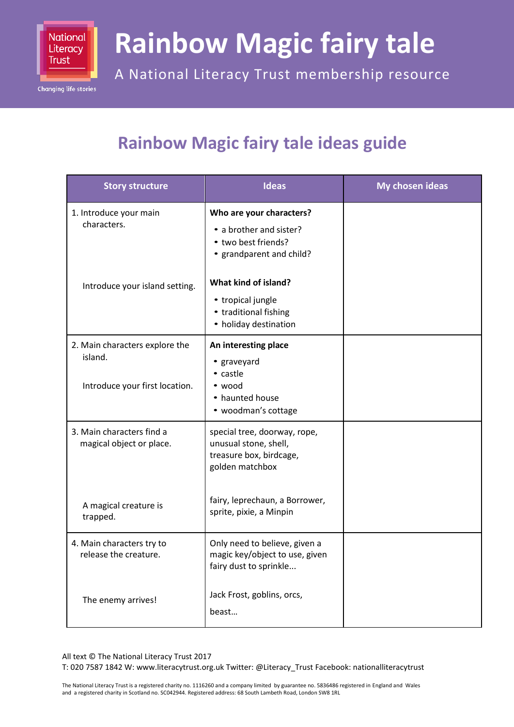# Rainbow Magic fairy tale

A National Literacy Trust membership resource

## Rainbow Magic fairy tale ideas guide

| Story structure | Ideas | My chosen ideas |
|---|---|---|
| 1. Introduce your main characters.<br><br>Introduce your island setting. | **Who are your characters?**<br>• a brother and sister?<br>• two best friends?<br>• grandparent and child?<br><br>**What kind of island?**<br>• tropical jungle<br>• traditional fishing<br>• holiday destination | |
| 2. Main characters explore the island.<br><br>Introduce your first location. | **An interesting place**<br>• graveyard<br>• castle<br>• wood<br>• haunted house<br>• woodman's cottage | |
| 3. Main characters find a magical object or place.<br><br>A magical creature is trapped. | special tree, doorway, rope, unusual stone, shell, treasure box, birdcage, golden matchbox<br><br>fairy, leprechaun, a Borrower, sprite, pixie, a Minpin | |
| 4. Main characters try to release the creature.<br><br>The enemy arrives! | Only need to believe, given a magic key/object to use, given fairy dust to sprinkle...<br><br>Jack Frost, goblins, orcs, beast... | |

All text © The National Literacy Trust 2017
T: 020 7587 1842 W: www.literacytrust.org.uk Twitter: @Literacy_Trust Facebook: nationalliteracytrust

The National Literacy Trust is a registered charity no. 1116260 and a company limited by guarantee no. 5836486 registered in England and Wales and a registered charity in Scotland no. SC042944. Registered address: 68 South Lambeth Road, London SW8 1RL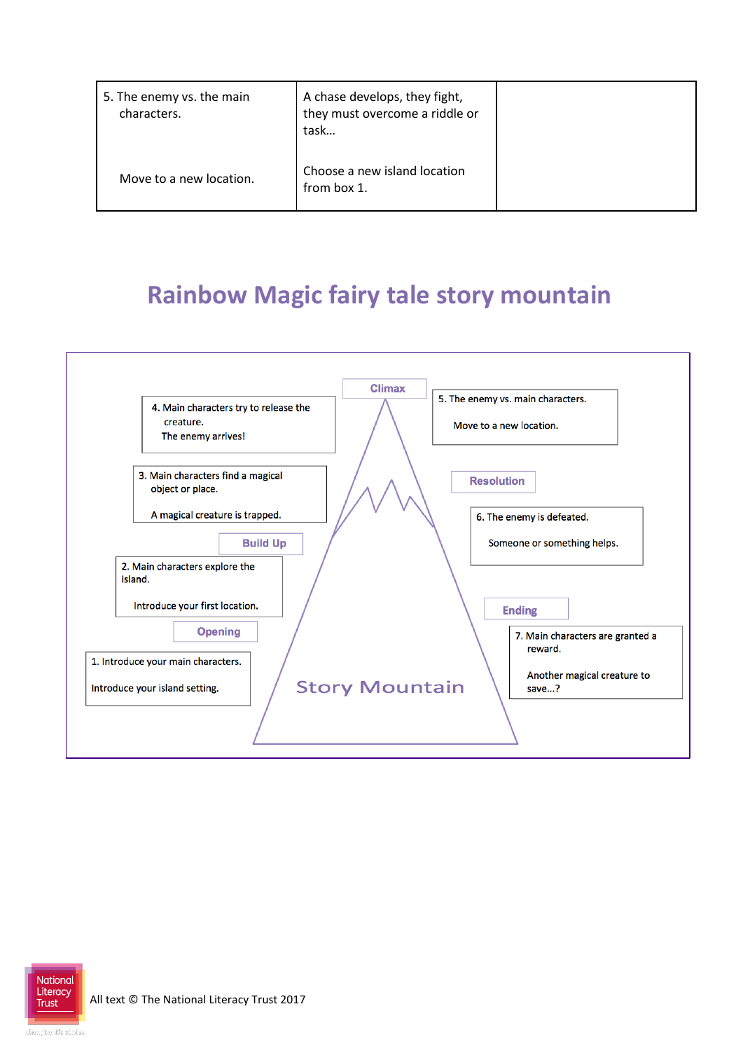| | | |
|---|---|---|
| 5. The enemy vs. the main characters.<br><br>Move to a new location. | A chase develops, they fight, they must overcome a riddle or task…<br><br>Choose a new island location from box 1. | |

# Rainbow Magic fairy tale story mountain

Story Mountain

**Opening**

1. Introduce your main characters.

Introduce your island setting.

**Build Up**

2. Main characters explore the island.

Introduce your first location.

3. Main characters find a magical object or place.

A magical creature is trapped.

4. Main characters try to release the creature.
The enemy arrives!

**Climax**

5. The enemy vs. main characters.

Move to a new location.

**Resolution**

6. The enemy is defeated.

Someone or something helps.

**Ending**

7. Main characters are granted a reward.

Another magical creature to save…?

All text © The National Literacy Trust 2017